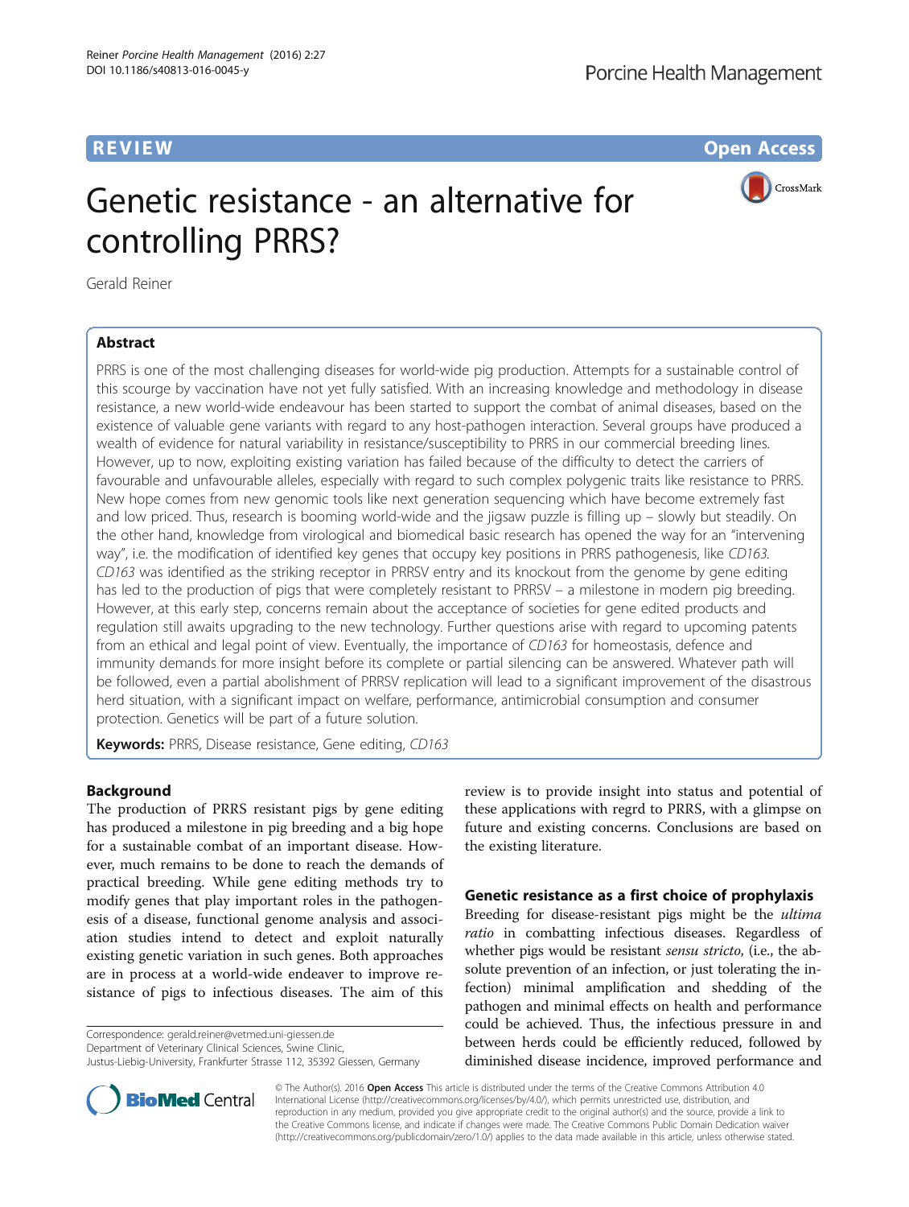**REVIEW** **Open Access**

# Genetic resistance - an alternative for controlling PRRS?

Gerald Reiner

## Abstract

PRRS is one of the most challenging diseases for world-wide pig production. Attempts for a sustainable control of this scourge by vaccination have not yet fully satisfied. With an increasing knowledge and methodology in disease resistance, a new world-wide endeavour has been started to support the combat of animal diseases, based on the existence of valuable gene variants with regard to any host-pathogen interaction. Several groups have produced a wealth of evidence for natural variability in resistance/susceptibility to PRRS in our commercial breeding lines. However, up to now, exploiting existing variation has failed because of the difficulty to detect the carriers of favourable and unfavourable alleles, especially with regard to such complex polygenic traits like resistance to PRRS. New hope comes from new genomic tools like next generation sequencing which have become extremely fast and low priced. Thus, research is booming world-wide and the jigsaw puzzle is filling up – slowly but steadily. On the other hand, knowledge from virological and biomedical basic research has opened the way for an "intervening way", i.e. the modification of identified key genes that occupy key positions in PRRS pathogenesis, like *CD163*. *CD163* was identified as the striking receptor in PRRSV entry and its knockout from the genome by gene editing has led to the production of pigs that were completely resistant to PRRSV – a milestone in modern pig breeding. However, at this early step, concerns remain about the acceptance of societies for gene edited products and regulation still awaits upgrading to the new technology. Further questions arise with regard to upcoming patents from an ethical and legal point of view. Eventually, the importance of *CD163* for homeostasis, defence and immunity demands for more insight before its complete or partial silencing can be answered. Whatever path will be followed, even a partial abolishment of PRRSV replication will lead to a significant improvement of the disastrous herd situation, with a significant impact on welfare, performance, antimicrobial consumption and consumer protection. Genetics will be part of a future solution.

**Keywords:** PRRS, Disease resistance, Gene editing, *CD163*

## Background

The production of PRRS resistant pigs by gene editing has produced a milestone in pig breeding and a big hope for a sustainable combat of an important disease. However, much remains to be done to reach the demands of practical breeding. While gene editing methods try to modify genes that play important roles in the pathogenesis of a disease, functional genome analysis and association studies intend to detect and exploit naturally existing genetic variation in such genes. Both approaches are in process at a world-wide endeaver to improve resistance of pigs to infectious diseases. The aim of this review is to provide insight into status and potential of these applications with regd to PRRS, with a glimpse on future and existing concerns. Conclusions are based on the existing literature.

## Genetic resistance as a first choice of prophylaxis

Breeding for disease-resistant pigs might be the *ultima ratio* in combatting infectious diseases. Regardless of whether pigs would be resistant *sensu stricto*, (i.e., the absolute prevention of an infection, or just tolerating the infection) minimal amplification and shedding of the pathogen and minimal effects on health and performance could be achieved. Thus, the infectious pressure in and between herds could be efficiently reduced, followed by diminished disease incidence, improved performance and

Correspondence: gerald.reiner@vetmed.uni-giessen.de
Department of Veterinary Clinical Sciences, Swine Clinic, Justus-Liebig-University, Frankfurter Strasse 112, 35392 Giessen, Germany

© The Author(s). 2016 **Open Access** This article is distributed under the terms of the Creative Commons Attribution 4.0 International License (http://creativecommons.org/licenses/by/4.0/), which permits unrestricted use, distribution, and reproduction in any medium, provided you give appropriate credit to the original author(s) and the source, provide a link to the Creative Commons license, and indicate if changes were made. The Creative Commons Public Domain Dedication waiver (http://creativecommons.org/publicdomain/zero/1.0/) applies to the data made available in this article, unless otherwise stated.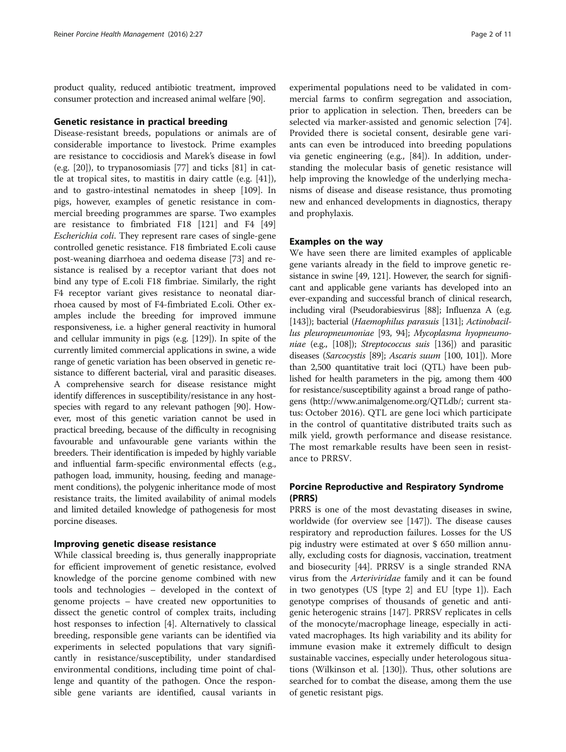product quality, reduced antibiotic treatment, improved consumer protection and increased animal welfare [90].

### Genetic resistance in practical breeding

Disease-resistant breeds, populations or animals are of considerable importance to livestock. Prime examples are resistance to coccidiosis and Marek's disease in fowl (e.g. [20]), to trypanosomiasis [77] and ticks [81] in cattle at tropical sites, to mastitis in dairy cattle (e.g. [41]), and to gastro-intestinal nematodes in sheep [109]. In pigs, however, examples of genetic resistance in commercial breeding programmes are sparse. Two examples are resistance to fimbriated F18 [121] and F4 [49] *Escherichia coli*. They represent rare cases of single-gene controlled genetic resistance. F18 fimbriated E.coli cause post-weaning diarrhoea and oedema disease [73] and resistance is realised by a receptor variant that does not bind any type of E.coli F18 fimbriae. Similarly, the right F4 receptor variant gives resistance to neonatal diarrhoea caused by most of F4-fimbriated E.coli. Other examples include the breeding for improved immune responsiveness, i.e. a higher general reactivity in humoral and cellular immunity in pigs (e.g. [129]). In spite of the currently limited commercial applications in swine, a wide range of genetic variation has been observed in genetic resistance to different bacterial, viral and parasitic diseases. A comprehensive search for disease resistance might identify differences in susceptibility/resistance in any host-species with regard to any relevant pathogen [90]. However, most of this genetic variation cannot be used in practical breeding, because of the difficulty in recognising favourable and unfavourable gene variants within the breeders. Their identification is impeded by highly variable and influential farm-specific environmental effects (e.g., pathogen load, immunity, housing, feeding and management conditions), the polygenic inheritance mode of most resistance traits, the limited availability of animal models and limited detailed knowledge of pathogenesis for most porcine diseases.

### Improving genetic disease resistance

While classical breeding is, thus generally inappropriate for efficient improvement of genetic resistance, evolved knowledge of the porcine genome combined with new tools and technologies – developed in the context of genome projects – have created new opportunities to dissect the genetic control of complex traits, including host responses to infection [4]. Alternatively to classical breeding, responsible gene variants can be identified via experiments in selected populations that vary significantly in resistance/susceptibility, under standardised environmental conditions, including time point of challenge and quantity of the pathogen. Once the responsible gene variants are identified, causal variants in experimental populations need to be validated in commercial farms to confirm segregation and association, prior to application in selection. Then, breeders can be selected via marker-assisted and genomic selection [74]. Provided there is societal consent, desirable gene variants can even be introduced into breeding populations via genetic engineering (e.g., [84]). In addition, understanding the molecular basis of genetic resistance will help improving the knowledge of the underlying mechanisms of disease and disease resistance, thus promoting new and enhanced developments in diagnostics, therapy and prophylaxis.

### Examples on the way

We have seen there are limited examples of applicable gene variants already in the field to improve genetic resistance in swine [49, 121]. However, the search for significant and applicable gene variants has developed into an ever-expanding and successful branch of clinical research, including viral (Pseudorabiesvirus [88]; Influenza A (e.g. [143]); bacterial (*Haemophilus parasuis* [131]; *Actinobacillus pleuropneumoniae* [93, 94]; *Mycoplasma hyopneumoniae* (e.g., [108]); *Streptococcus suis* [136]) and parasitic diseases (*Sarcocystis* [89]; *Ascaris suum* [100, 101]). More than 2,500 quantitative trait loci (QTL) have been published for health parameters in the pig, among them 400 for resistance/susceptibility against a broad range of pathogens (http://www.animalgenome.org/QTLdb/; current status: October 2016). QTL are gene loci which participate in the control of quantitative distributed traits such as milk yield, growth performance and disease resistance. The most remarkable results have been seen in resistance to PRRSV.

## Porcine Reproductive and Respiratory Syndrome (PRRS)

PRRS is one of the most devastating diseases in swine, worldwide (for overview see [147]). The disease causes respiratory and reproduction failures. Losses for the US pig industry were estimated at over $ 650 million annually, excluding costs for diagnosis, vaccination, treatment and biosecurity [44]. PRRSV is a single stranded RNA virus from the *Arteriviridae* family and it can be found in two genotypes (US [type 2] and EU [type 1]). Each genotype comprises of thousands of genetic and antigenic heterogenic strains [147]. PRRSV replicates in cells of the monocyte/macrophage lineage, especially in activated macrophages. Its high variability and its ability for immune evasion make it extremely difficult to design sustainable vaccines, especially under heterologous situations (Wilkinson et al. [130]). Thus, other solutions are searched for to combat the disease, among them the use of genetic resistant pigs.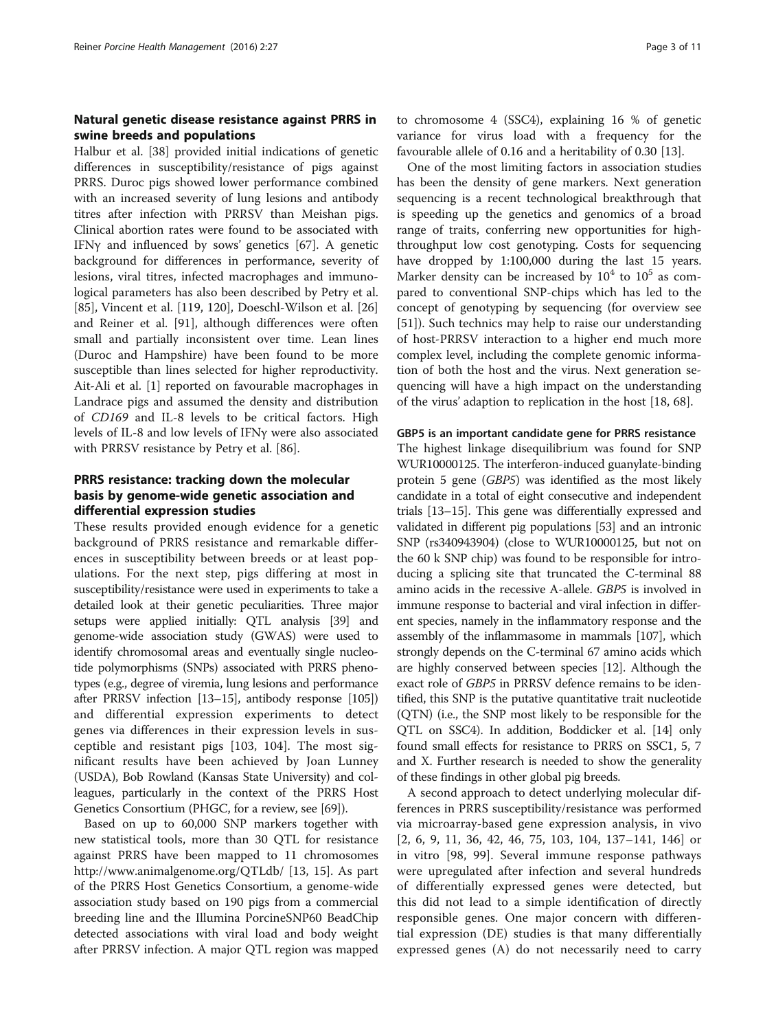## Natural genetic disease resistance against PRRS in swine breeds and populations

Halbur et al. [38] provided initial indications of genetic differences in susceptibility/resistance of pigs against PRRS. Duroc pigs showed lower performance combined with an increased severity of lung lesions and antibody titres after infection with PRRSV than Meishan pigs. Clinical abortion rates were found to be associated with IFNγ and influenced by sows' genetics [67]. A genetic background for differences in performance, severity of lesions, viral titres, infected macrophages and immunological parameters has also been described by Petry et al. [85], Vincent et al. [119, 120], Doeschl-Wilson et al. [26] and Reiner et al. [91], although differences were often small and partially inconsistent over time. Lean lines (Duroc and Hampshire) have been found to be more susceptible than lines selected for higher reproductivity. Ait-Ali et al. [1] reported on favourable macrophages in Landrace pigs and assumed the density and distribution of *CD169* and IL-8 levels to be critical factors. High levels of IL-8 and low levels of IFNγ were also associated with PRRSV resistance by Petry et al. [86].

## PRRS resistance: tracking down the molecular basis by genome-wide genetic association and differential expression studies

These results provided enough evidence for a genetic background of PRRS resistance and remarkable differences in susceptibility between breeds or at least populations. For the next step, pigs differing at most in susceptibility/resistance were used in experiments to take a detailed look at their genetic peculiarities. Three major setups were applied initially: QTL analysis [39] and genome-wide association study (GWAS) were used to identify chromosomal areas and eventually single nucleotide polymorphisms (SNPs) associated with PRRS phenotypes (e.g., degree of viremia, lung lesions and performance after PRRSV infection [13–15], antibody response [105]) and differential expression experiments to detect genes via differences in their expression levels in susceptible and resistant pigs [103, 104]. The most significant results have been achieved by Joan Lunney (USDA), Bob Rowland (Kansas State University) and colleagues, particularly in the context of the PRRS Host Genetics Consortium (PHGC, for a review, see [69]).

Based on up to 60,000 SNP markers together with new statistical tools, more than 30 QTL for resistance against PRRS have been mapped to 11 chromosomes http://www.animalgenome.org/QTLdb/ [13, 15]. As part of the PRRS Host Genetics Consortium, a genome-wide association study based on 190 pigs from a commercial breeding line and the Illumina PorcineSNP60 BeadChip detected associations with viral load and body weight after PRRSV infection. A major QTL region was mapped to chromosome 4 (SSC4), explaining 16 % of genetic variance for virus load with a frequency for the favourable allele of 0.16 and a heritability of 0.30 [13].

One of the most limiting factors in association studies has been the density of gene markers. Next generation sequencing is a recent technological breakthrough that is speeding up the genetics and genomics of a broad range of traits, conferring new opportunities for high-throughput low cost genotyping. Costs for sequencing have dropped by 1:100,000 during the last 15 years. Marker density can be increased by $10^4$ to $10^5$ as compared to conventional SNP-chips which has led to the concept of genotyping by sequencing (for overview see [51]). Such technics may help to raise our understanding of host-PRRSV interaction to a higher end much more complex level, including the complete genomic information of both the host and the virus. Next generation sequencing will have a high impact on the understanding of the virus' adaption to replication in the host [18, 68].

### GBP5 is an important candidate gene for PRRS resistance

The highest linkage disequilibrium was found for SNP WUR10000125. The interferon-induced guanylate-binding protein 5 gene (*GBP5*) was identified as the most likely candidate in a total of eight consecutive and independent trials [13–15]. This gene was differentially expressed and validated in different pig populations [53] and an intronic SNP (rs340943904) (close to WUR10000125, but not on the 60 k SNP chip) was found to be responsible for introducing a splicing site that truncated the C-terminal 88 amino acids in the recessive A-allele. *GBP5* is involved in immune response to bacterial and viral infection in different species, namely in the inflammatory response and the assembly of the inflammasome in mammals [107], which strongly depends on the C-terminal 67 amino acids which are highly conserved between species [12]. Although the exact role of *GBP5* in PRRSV defence remains to be identified, this SNP is the putative quantitative trait nucleotide (QTN) (i.e., the SNP most likely to be responsible for the QTL on SSC4). In addition, Boddicker et al. [14] only found small effects for resistance to PRRS on SSC1, 5, 7 and X. Further research is needed to show the generality of these findings in other global pig breeds.

A second approach to detect underlying molecular differences in PRRS susceptibility/resistance was performed via microarray-based gene expression analysis, in vivo [2, 6, 9, 11, 36, 42, 46, 75, 103, 104, 137–141, 146] or in vitro [98, 99]. Several immune response pathways were upregulated after infection and several hundreds of differentially expressed genes were detected, but this did not lead to a simple identification of directly responsible genes. One major concern with differential expression (DE) studies is that many differentially expressed genes (A) do not necessarily need to carry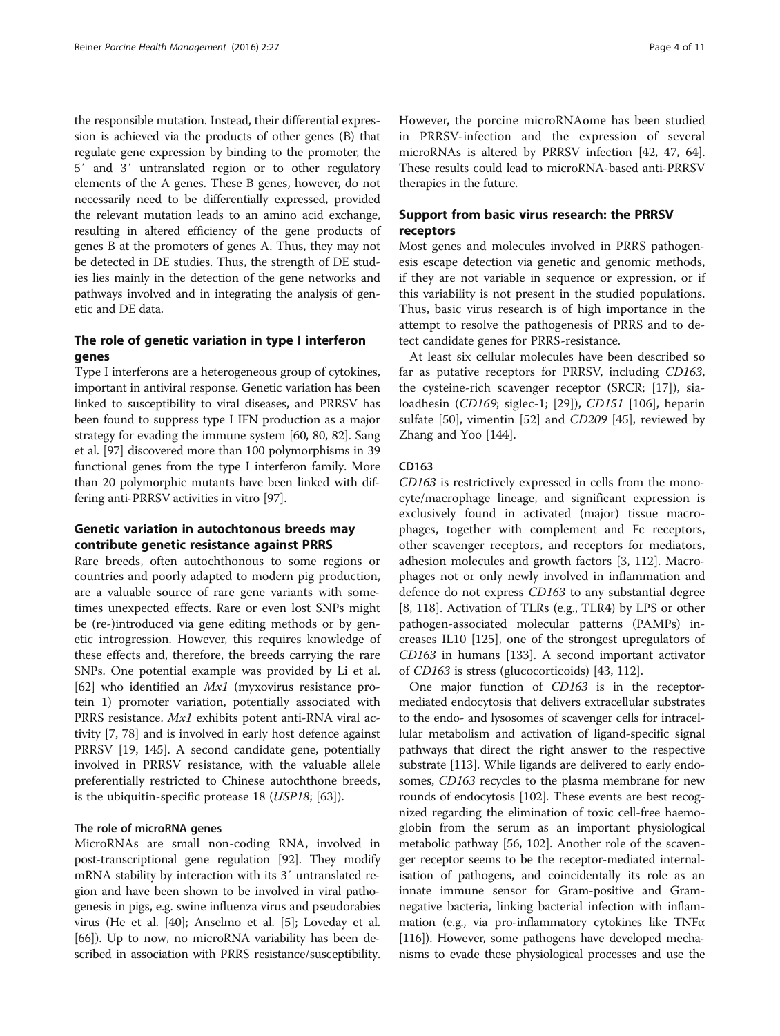the responsible mutation. Instead, their differential expression is achieved via the products of other genes (B) that regulate gene expression by binding to the promoter, the 5′ and 3′ untranslated region or to other regulatory elements of the A genes. These B genes, however, do not necessarily need to be differentially expressed, provided the relevant mutation leads to an amino acid exchange, resulting in altered efficiency of the gene products of genes B at the promoters of genes A. Thus, they may not be detected in DE studies. Thus, the strength of DE studies lies mainly in the detection of the gene networks and pathways involved and in integrating the analysis of genetic and DE data.

## The role of genetic variation in type I interferon genes

Type I interferons are a heterogeneous group of cytokines, important in antiviral response. Genetic variation has been linked to susceptibility to viral diseases, and PRRSV has been found to suppress type I IFN production as a major strategy for evading the immune system [60, 80, 82]. Sang et al. [97] discovered more than 100 polymorphisms in 39 functional genes from the type I interferon family. More than 20 polymorphic mutants have been linked with differing anti-PRRSV activities in vitro [97].

## Genetic variation in autochtonous breeds may contribute genetic resistance against PRRS

Rare breeds, often autochthonous to some regions or countries and poorly adapted to modern pig production, are a valuable source of rare gene variants with sometimes unexpected effects. Rare or even lost SNPs might be (re-)introduced via gene editing methods or by genetic introgression. However, this requires knowledge of these effects and, therefore, the breeds carrying the rare SNPs. One potential example was provided by Li et al. [62] who identified an *Mx1* (myxovirus resistance protein 1) promoter variation, potentially associated with PRRS resistance. *Mx1* exhibits potent anti-RNA viral activity [7, 78] and is involved in early host defence against PRRSV [19, 145]. A second candidate gene, potentially involved in PRRSV resistance, with the valuable allele preferentially restricted to Chinese autochthone breeds, is the ubiquitin-specific protease 18 (*USP18*; [63]).

### The role of microRNA genes

MicroRNAs are small non-coding RNA, involved in post-transcriptional gene regulation [92]. They modify mRNA stability by interaction with its 3′ untranslated region and have been shown to be involved in viral pathogenesis in pigs, e.g. swine influenza virus and pseudorabies virus (He et al. [40]; Anselmo et al. [5]; Loveday et al. [66]). Up to now, no microRNA variability has been described in association with PRRS resistance/susceptibility. However, the porcine microRNAome has been studied in PRRSV-infection and the expression of several microRNAs is altered by PRRSV infection [42, 47, 64]. These results could lead to microRNA-based anti-PRRSV therapies in the future.

## Support from basic virus research: the PRRSV receptors

Most genes and molecules involved in PRRS pathogenesis escape detection via genetic and genomic methods, if they are not variable in sequence or expression, or if this variability is not present in the studied populations. Thus, basic virus research is of high importance in the attempt to resolve the pathogenesis of PRRS and to detect candidate genes for PRRS-resistance.

At least six cellular molecules have been described so far as putative receptors for PRRSV, including *CD163*, the cysteine-rich scavenger receptor (SRCR; [17]), sialoadhesin (*CD169*; siglec-1; [29]), *CD151* [106], heparin sulfate [50], vimentin [52] and *CD209* [45], reviewed by Zhang and Yoo [144].

### CD163

*CD163* is restrictively expressed in cells from the monocyte/macrophage lineage, and significant expression is exclusively found in activated (major) tissue macrophages, together with complement and Fc receptors, other scavenger receptors, and receptors for mediators, adhesion molecules and growth factors [3, 112]. Macrophages not or only newly involved in inflammation and defence do not express *CD163* to any substantial degree [8, 118]. Activation of TLRs (e.g., TLR4) by LPS or other pathogen-associated molecular patterns (PAMPs) increases IL10 [125], one of the strongest upregulators of *CD163* in humans [133]. A second important activator of *CD163* is stress (glucocorticoids) [43, 112].

One major function of *CD163* is in the receptor-mediated endocytosis that delivers extracellular substrates to the endo- and lysosomes of scavenger cells for intracellular metabolism and activation of ligand-specific signal pathways that direct the right answer to the respective substrate [113]. While ligands are delivered to early endosomes, *CD163* recycles to the plasma membrane for new rounds of endocytosis [102]. These events are best recognized regarding the elimination of toxic cell-free haemoglobin from the serum as an important physiological metabolic pathway [56, 102]. Another role of the scavenger receptor seems to be the receptor-mediated internalisation of pathogens, and coincidentally its role as an innate immune sensor for Gram-positive and Gram-negative bacteria, linking bacterial infection with inflammation (e.g., via pro-inflammatory cytokines like TNFα [116]). However, some pathogens have developed mechanisms to evade these physiological processes and use the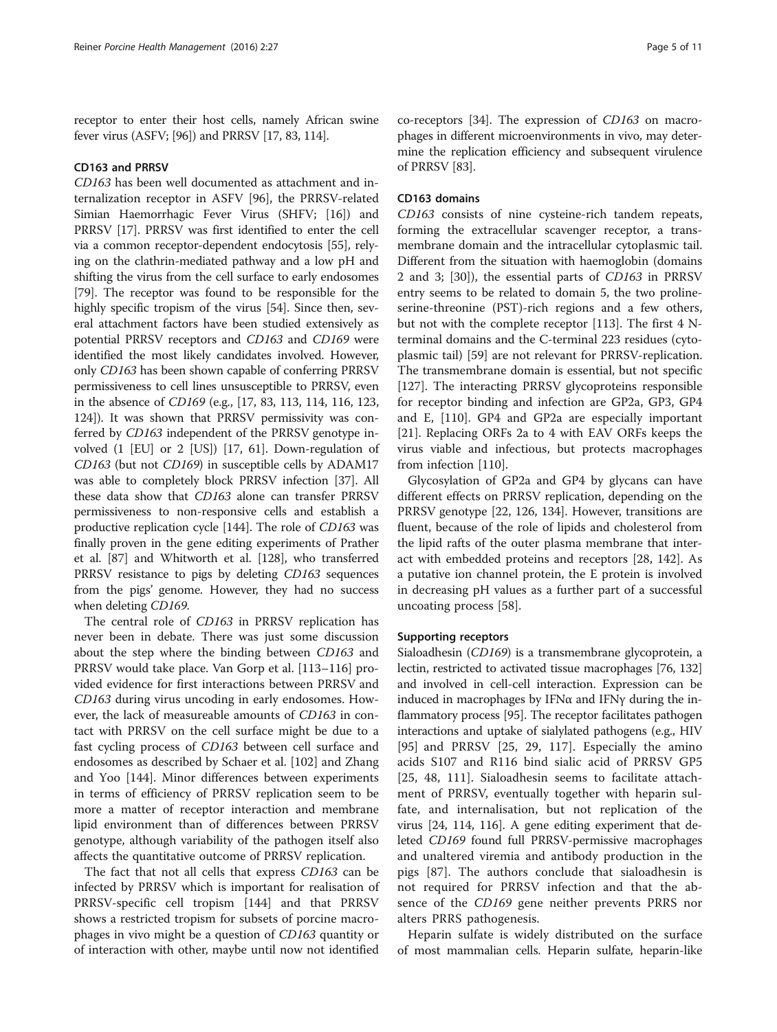receptor to enter their host cells, namely African swine fever virus (ASFV; [96]) and PRRSV [17, 83, 114].

### CD163 and PRRSV

*CD163* has been well documented as attachment and internalization receptor in ASFV [96], the PRRSV-related Simian Haemorrhagic Fever Virus (SHFV; [16]) and PRRSV [17]. PRRSV was first identified to enter the cell via a common receptor-dependent endocytosis [55], relying on the clathrin-mediated pathway and a low pH and shifting the virus from the cell surface to early endosomes [79]. The receptor was found to be responsible for the highly specific tropism of the virus [54]. Since then, several attachment factors have been studied extensively as potential PRRSV receptors and *CD163* and *CD169* were identified the most likely candidates involved. However, only *CD163* has been shown capable of conferring PRRSV permissiveness to cell lines unsusceptible to PRRSV, even in the absence of *CD169* (e.g., [17, 83, 113, 114, 116, 123, 124]). It was shown that PRRSV permissivity was conferred by *CD163* independent of the PRRSV genotype involved (1 [EU] or 2 [US]) [17, 61]. Down-regulation of *CD163* (but not *CD169*) in susceptible cells by ADAM17 was able to completely block PRRSV infection [37]. All these data show that *CD163* alone can transfer PRRSV permissiveness to non-responsive cells and establish a productive replication cycle [144]. The role of *CD163* was finally proven in the gene editing experiments of Prather et al. [87] and Whitworth et al. [128], who transferred PRRSV resistance to pigs by deleting *CD163* sequences from the pigs' genome. However, they had no success when deleting *CD169*.

The central role of *CD163* in PRRSV replication has never been in debate. There was just some discussion about the step where the binding between *CD163* and PRRSV would take place. Van Gorp et al. [113–116] provided evidence for first interactions between PRRSV and *CD163* during virus uncoding in early endosomes. However, the lack of measureable amounts of *CD163* in contact with PRRSV on the cell surface might be due to a fast cycling process of *CD163* between cell surface and endosomes as described by Schaer et al. [102] and Zhang and Yoo [144]. Minor differences between experiments in terms of efficiency of PRRSV replication seem to be more a matter of receptor interaction and membrane lipid environment than of differences between PRRSV genotype, although variability of the pathogen itself also affects the quantitative outcome of PRRSV replication.

The fact that not all cells that express *CD163* can be infected by PRRSV which is important for realisation of PRRSV-specific cell tropism [144] and that PRRSV shows a restricted tropism for subsets of porcine macrophages in vivo might be a question of *CD163* quantity or of interaction with other, maybe until now not identified co-receptors [34]. The expression of *CD163* on macrophages in different microenvironments in vivo, may determine the replication efficiency and subsequent virulence of PRRSV [83].

### CD163 domains

*CD163* consists of nine cysteine-rich tandem repeats, forming the extracellular scavenger receptor, a transmembrane domain and the intracellular cytoplasmic tail. Different from the situation with haemoglobin (domains 2 and 3; [30]), the essential parts of *CD163* in PRRSV entry seems to be related to domain 5, the two proline-serine-threonine (PST)-rich regions and a few others, but not with the complete receptor [113]. The first 4 N-terminal domains and the C-terminal 223 residues (cytoplasmic tail) [59] are not relevant for PRRSV-replication. The transmembrane domain is essential, but not specific [127]. The interacting PRRSV glycoproteins responsible for receptor binding and infection are GP2a, GP3, GP4 and E, [110]. GP4 and GP2a are especially important [21]. Replacing ORFs 2a to 4 with EAV ORFs keeps the virus viable and infectious, but protects macrophages from infection [110].

Glycosylation of GP2a and GP4 by glycans can have different effects on PRRSV replication, depending on the PRRSV genotype [22, 126, 134]. However, transitions are fluent, because of the role of lipids and cholesterol from the lipid rafts of the outer plasma membrane that interact with embedded proteins and receptors [28, 142]. As a putative ion channel protein, the E protein is involved in decreasing pH values as a further part of a successful uncoating process [58].

### Supporting receptors

Sialoadhesin (*CD169*) is a transmembrane glycoprotein, a lectin, restricted to activated tissue macrophages [76, 132] and involved in cell-cell interaction. Expression can be induced in macrophages by IFNα and IFNγ during the inflammatory process [95]. The receptor facilitates pathogen interactions and uptake of sialylated pathogens (e.g., HIV [95] and PRRSV [25, 29, 117]. Especially the amino acids S107 and R116 bind sialic acid of PRRSV GP5 [25, 48, 111]. Sialoadhesin seems to facilitate attachment of PRRSV, eventually together with heparin sulfate, and internalisation, but not replication of the virus [24, 114, 116]. A gene editing experiment that deleted *CD169* found full PRRSV-permissive macrophages and unaltered viremia and antibody production in the pigs [87]. The authors conclude that sialoadhesin is not required for PRRSV infection and that the absence of the *CD169* gene neither prevents PRRS nor alters PRRS pathogenesis.

Heparin sulfate is widely distributed on the surface of most mammalian cells. Heparin sulfate, heparin-like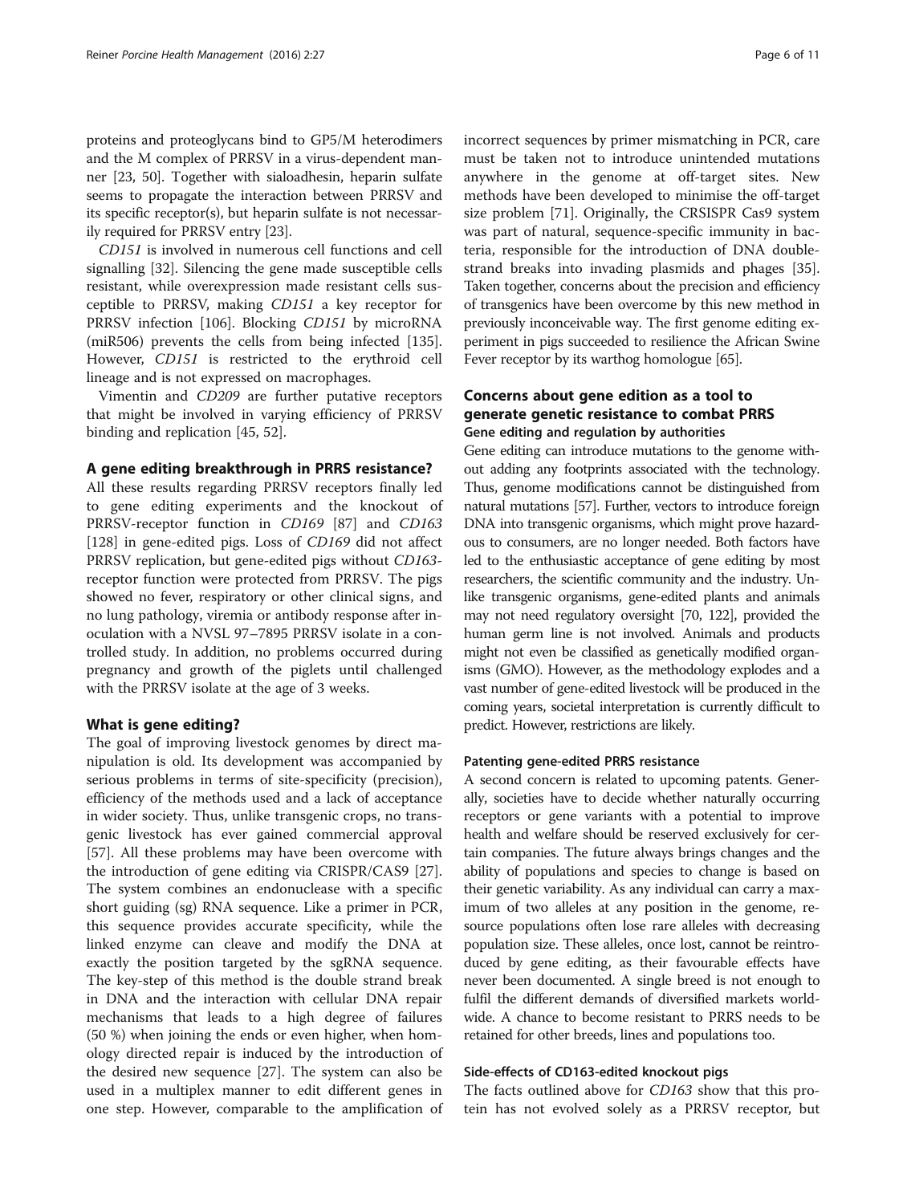proteins and proteoglycans bind to GP5/M heterodimers and the M complex of PRRSV in a virus-dependent manner [23, 50]. Together with sialoadhesin, heparin sulfate seems to propagate the interaction between PRRSV and its specific receptor(s), but heparin sulfate is not necessarily required for PRRSV entry [23].

*CD151* is involved in numerous cell functions and cell signalling [32]. Silencing the gene made susceptible cells resistant, while overexpression made resistant cells susceptible to PRRSV, making *CD151* a key receptor for PRRSV infection [106]. Blocking *CD151* by microRNA (miR506) prevents the cells from being infected [135]. However, *CD151* is restricted to the erythroid cell lineage and is not expressed on macrophages.

Vimentin and *CD209* are further putative receptors that might be involved in varying efficiency of PRRSV binding and replication [45, 52].

## A gene editing breakthrough in PRRS resistance?

All these results regarding PRRSV receptors finally led to gene editing experiments and the knockout of PRRSV-receptor function in *CD169* [87] and *CD163* [128] in gene-edited pigs. Loss of *CD169* did not affect PRRSV replication, but gene-edited pigs without *CD163*-receptor function were protected from PRRSV. The pigs showed no fever, respiratory or other clinical signs, and no lung pathology, viremia or antibody response after inoculation with a NVSL 97–7895 PRRSV isolate in a controlled study. In addition, no problems occurred during pregnancy and growth of the piglets until challenged with the PRRSV isolate at the age of 3 weeks.

## What is gene editing?

The goal of improving livestock genomes by direct manipulation is old. Its development was accompanied by serious problems in terms of site-specificity (precision), efficiency of the methods used and a lack of acceptance in wider society. Thus, unlike transgenic crops, no transgenic livestock has ever gained commercial approval [57]. All these problems may have been overcome with the introduction of gene editing via CRISPR/CAS9 [27]. The system combines an endonuclease with a specific short guiding (sg) RNA sequence. Like a primer in PCR, this sequence provides accurate specificity, while the linked enzyme can cleave and modify the DNA at exactly the position targeted by the sgRNA sequence. The key-step of this method is the double strand break in DNA and the interaction with cellular DNA repair mechanisms that leads to a high degree of failures (50 %) when joining the ends or even higher, when homology directed repair is induced by the introduction of the desired new sequence [27]. The system can also be used in a multiplex manner to edit different genes in one step. However, comparable to the amplification of incorrect sequences by primer mismatching in PCR, care must be taken not to introduce unintended mutations anywhere in the genome at off-target sites. New methods have been developed to minimise the off-target size problem [71]. Originally, the CRSISPR Cas9 system was part of natural, sequence-specific immunity in bacteria, responsible for the introduction of DNA double-strand breaks into invading plasmids and phages [35]. Taken together, concerns about the precision and efficiency of transgenics have been overcome by this new method in previously inconceivable way. The first genome editing experiment in pigs succeeded to resilience the African Swine Fever receptor by its warthog homologue [65].

## Concerns about gene edition as a tool to generate genetic resistance to combat PRRS

### Gene editing and regulation by authorities

Gene editing can introduce mutations to the genome without adding any footprints associated with the technology. Thus, genome modifications cannot be distinguished from natural mutations [57]. Further, vectors to introduce foreign DNA into transgenic organisms, which might prove hazardous to consumers, are no longer needed. Both factors have led to the enthusiastic acceptance of gene editing by most researchers, the scientific community and the industry. Unlike transgenic organisms, gene-edited plants and animals may not need regulatory oversight [70, 122], provided the human germ line is not involved. Animals and products might not even be classified as genetically modified organisms (GMO). However, as the methodology explodes and a vast number of gene-edited livestock will be produced in the coming years, societal interpretation is currently difficult to predict. However, restrictions are likely.

### Patenting gene-edited PRRS resistance

A second concern is related to upcoming patents. Generally, societies have to decide whether naturally occurring receptors or gene variants with a potential to improve health and welfare should be reserved exclusively for certain companies. The future always brings changes and the ability of populations and species to change is based on their genetic variability. As any individual can carry a maximum of two alleles at any position in the genome, resource populations often lose rare alleles with decreasing population size. These alleles, once lost, cannot be reintroduced by gene editing, as their favourable effects have never been documented. A single breed is not enough to fulfil the different demands of diversified markets worldwide. A chance to become resistant to PRRS needs to be retained for other breeds, lines and populations too.

### Side-effects of CD163-edited knockout pigs

The facts outlined above for *CD163* show that this protein has not evolved solely as a PRRSV receptor, but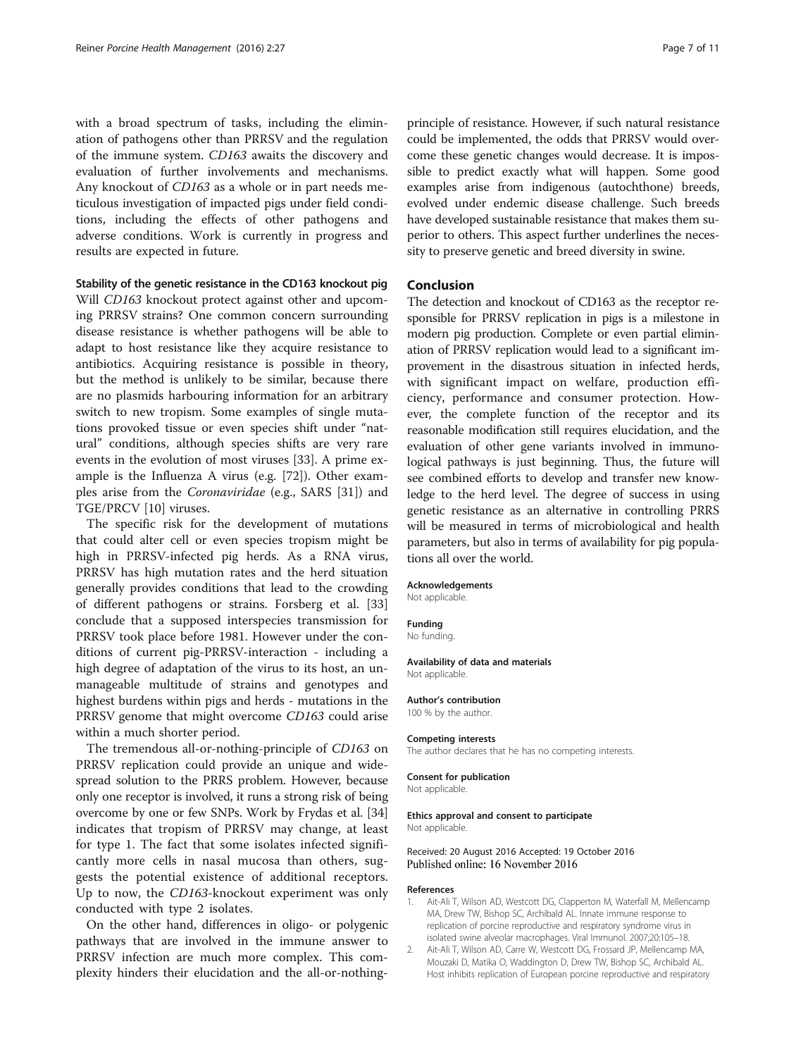with a broad spectrum of tasks, including the elimination of pathogens other than PRRSV and the regulation of the immune system. *CD163* awaits the discovery and evaluation of further involvements and mechanisms. Any knockout of *CD163* as a whole or in part needs meticulous investigation of impacted pigs under field conditions, including the effects of other pathogens and adverse conditions. Work is currently in progress and results are expected in future.

### Stability of the genetic resistance in the CD163 knockout pig

Will *CD163* knockout protect against other and upcoming PRRSV strains? One common concern surrounding disease resistance is whether pathogens will be able to adapt to host resistance like they acquire resistance to antibiotics. Acquiring resistance is possible in theory, but the method is unlikely to be similar, because there are no plasmids harbouring information for an arbitrary switch to new tropism. Some examples of single mutations provoked tissue or even species shift under "natural" conditions, although species shifts are very rare events in the evolution of most viruses [33]. A prime example is the Influenza A virus (e.g. [72]). Other examples arise from the *Coronaviridae* (e.g., SARS [31]) and TGE/PRCV [10] viruses.

The specific risk for the development of mutations that could alter cell or even species tropism might be high in PRRSV-infected pig herds. As a RNA virus, PRRSV has high mutation rates and the herd situation generally provides conditions that lead to the crowding of different pathogens or strains. Forsberg et al. [33] conclude that a supposed interspecies transmission for PRRSV took place before 1981. However under the conditions of current pig-PRRSV-interaction - including a high degree of adaptation of the virus to its host, an unmanageable multitude of strains and genotypes and highest burdens within pigs and herds - mutations in the PRRSV genome that might overcome *CD163* could arise within a much shorter period.

The tremendous all-or-nothing-principle of *CD163* on PRRSV replication could provide an unique and widespread solution to the PRRS problem. However, because only one receptor is involved, it runs a strong risk of being overcome by one or few SNPs. Work by Frydas et al. [34] indicates that tropism of PRRSV may change, at least for type 1. The fact that some isolates infected significantly more cells in nasal mucosa than others, suggests the potential existence of additional receptors. Up to now, the *CD163*-knockout experiment was only conducted with type 2 isolates.

On the other hand, differences in oligo- or polygenic pathways that are involved in the immune answer to PRRSV infection are much more complex. This complexity hinders their elucidation and the all-or-nothing-principle of resistance. However, if such natural resistance could be implemented, the odds that PRRSV would overcome these genetic changes would decrease. It is impossible to predict exactly what will happen. Some good examples arise from indigenous (autochthone) breeds, evolved under endemic disease challenge. Such breeds have developed sustainable resistance that makes them superior to others. This aspect further underlines the necessity to preserve genetic and breed diversity in swine.

## Conclusion

The detection and knockout of CD163 as the receptor responsible for PRRSV replication in pigs is a milestone in modern pig production. Complete or even partial elimination of PRRSV replication would lead to a significant improvement in the disastrous situation in infected herds, with significant impact on welfare, production efficiency, performance and consumer protection. However, the complete function of the receptor and its reasonable modification still requires elucidation, and the evaluation of other gene variants involved in immunological pathways is just beginning. Thus, the future will see combined efforts to develop and transfer new knowledge to the herd level. The degree of success in using genetic resistance as an alternative in controlling PRRS will be measured in terms of microbiological and health parameters, but also in terms of availability for pig populations all over the world.

#### Acknowledgements

Not applicable.

#### Funding

No funding.

#### Availability of data and materials

Not applicable.

#### Author's contribution

100 % by the author.

#### Competing interests

The author declares that he has no competing interests.

#### Consent for publication

Not applicable.

#### Ethics approval and consent to participate

Not applicable.

Received: 20 August 2016 Accepted: 19 October 2016
Published online: 16 November 2016

## References

1. Ait-Ali T, Wilson AD, Westcott DG, Clapperton M, Waterfall M, Mellencamp MA, Drew TW, Bishop SC, Archibald AL. Innate immune response to replication of porcine reproductive and respiratory syndrome virus in isolated swine alveolar macrophages. Viral Immunol. 2007;20:105–18.
2. Ait-Ali T, Wilson AD, Carre W, Westcott DG, Frossard JP, Mellencamp MA, Mouzaki D, Matika O, Waddington D, Drew TW, Bishop SC, Archibald AL. Host inhibits replication of European porcine reproductive and respiratory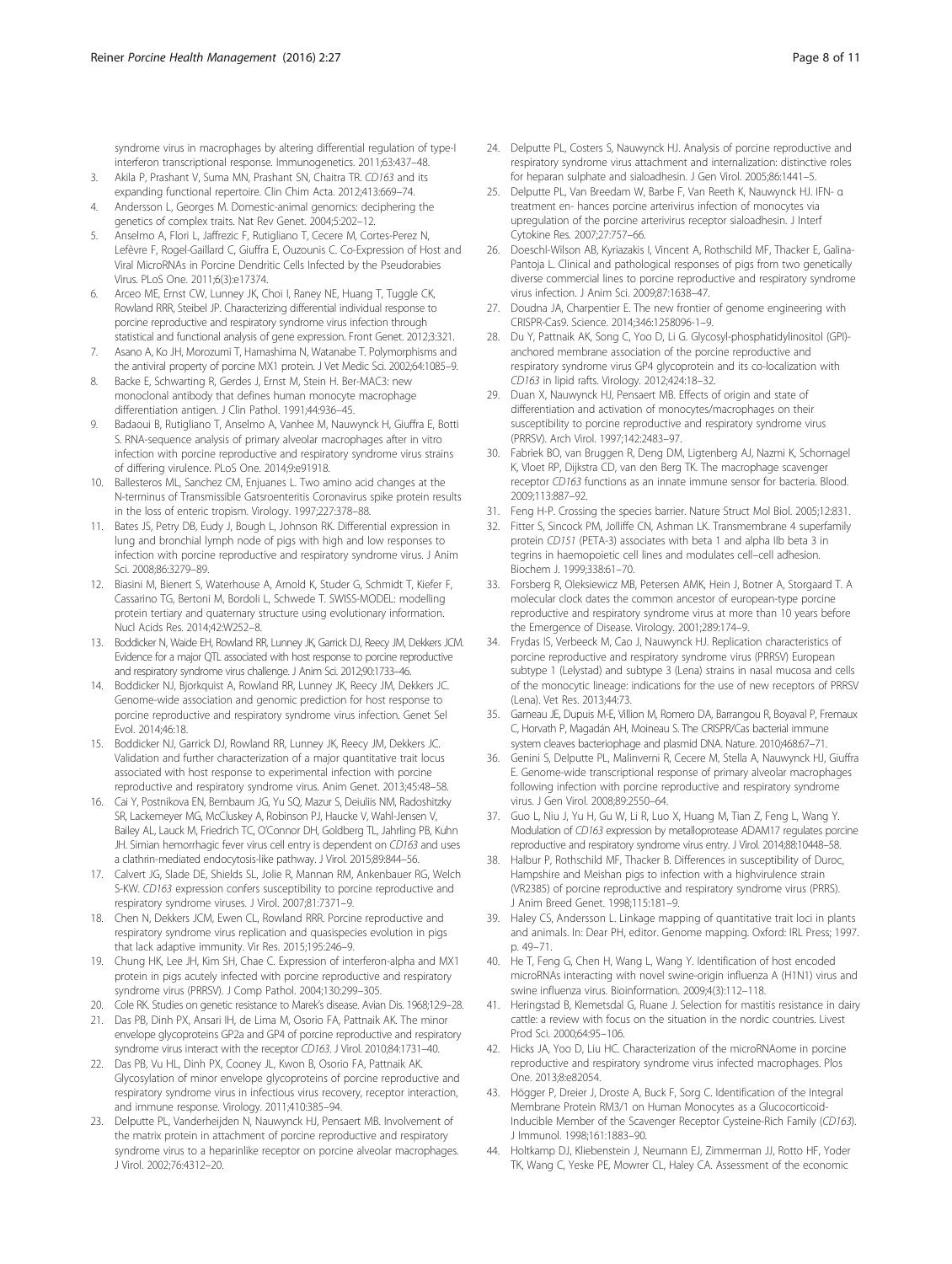syndrome virus in macrophages by altering differential regulation of type-I interferon transcriptional response. Immunogenetics. 2011;63:437–48.

3. Akila P, Prashant V, Suma MN, Prashant SN, Chaitra TR. *CD163* and its expanding functional repertoire. Clin Chim Acta. 2012;413:669–74.
4. Andersson L, Georges M. Domestic-animal genomics: deciphering the genetics of complex traits. Nat Rev Genet. 2004;5:202–12.
5. Anselmo A, Flori L, Jaffrezic F, Rutigliano T, Cecere M, Cortes-Perez N, Lefèvre F, Rogel-Gaillard C, Giuffra E, Ouzounis C. Co-Expression of Host and Viral MicroRNAs in Porcine Dendritic Cells Infected by the Pseudorabies Virus. PLoS One. 2011;6(3):e17374.
6. Arceo ME, Ernst CW, Lunney JK, Choi I, Raney NE, Huang T, Tuggle CK, Rowland RRR, Steibel JP. Characterizing differential individual response to porcine reproductive and respiratory syndrome virus infection through statistical and functional analysis of gene expression. Front Genet. 2012;3:321.
7. Asano A, Ko JH, Morozumi T, Hamashima N, Watanabe T. Polymorphisms and the antiviral property of porcine MX1 protein. J Vet Medic Sci. 2002;64:1085–9.
8. Backe E, Schwarting R, Gerdes J, Ernst M, Stein H. Ber-MAC3: new monoclonal antibody that defines human monocyte macrophage differentiation antigen. J Clin Pathol. 1991;44:936–45.
9. Badaoui B, Rutigliano T, Anselmo A, Vanhee M, Nauwynck H, Giuffra E, Botti S. RNA-sequence analysis of primary alveolar macrophages after in vitro infection with porcine reproductive and respiratory syndrome virus strains of differing virulence. PLoS One. 2014;9:e91918.
10. Ballesteros ML, Sanchez CM, Enjuanes L. Two amino acid changes at the N-terminus of Transmissible Gatsroenteritis Coronavirus spike protein results in the loss of enteric tropism. Virology. 1997;227:378–88.
11. Bates JS, Petry DB, Eudy J, Bough L, Johnson RK. Differential expression in lung and bronchial lymph node of pigs with high and low responses to infection with porcine reproductive and respiratory syndrome virus. J Anim Sci. 2008;86:3279–89.
12. Biasini M, Bienert S, Waterhouse A, Arnold K, Studer G, Schmidt T, Kiefer F, Cassarino TG, Bertoni M, Bordoli L, Schwede T. SWISS-MODEL: modelling protein tertiary and quaternary structure using evolutionary information. Nucl Acids Res. 2014;42:W252–8.
13. Boddicker N, Waide EH, Rowland RR, Lunney JK, Garrick DJ, Reecy JM, Dekkers JCM. Evidence for a major QTL associated with host response to porcine reproductive and respiratory syndrome virus challenge. J Anim Sci. 2012;90:1733–46.
14. Boddicker NJ, Bjorkquist A, Rowland RR, Lunney JK, Reecy JM, Dekkers JC. Genome-wide association and genomic prediction for host response to porcine reproductive and respiratory syndrome virus infection. Genet Sel Evol. 2014;46:18.
15. Boddicker NJ, Garrick DJ, Rowland RR, Lunney JK, Reecy JM, Dekkers JC. Validation and further characterization of a major quantitative trait locus associated with host response to experimental infection with porcine reproductive and respiratory syndrome virus. Anim Genet. 2013;45:48–58.
16. Cai Y, Postnikova EN, Bernbaum JG, Yu SQ, Mazur S, Deiuliis NM, Radoshitzky SR, Lackemeyer MG, McCluskey A, Robinson PJ, Haucke V, Wahl-Jensen V, Bailey AL, Lauck M, Friedrich TC, O'Connor DH, Goldberg TL, Jahrling PB, Kuhn JH. Simian hemorrhagic fever virus cell entry is dependent on *CD163* and uses a clathrin-mediated endocytosis-like pathway. J Virol. 2015;89:844–56.
17. Calvert JG, Slade DE, Shields SL, Jolie R, Mannan RM, Ankenbauer RG, Welch S-KW. *CD163* expression confers susceptibility to porcine reproductive and respiratory syndrome viruses. J Virol. 2007;81:7371–9.
18. Chen N, Dekkers JCM, Ewen CL, Rowland RRR. Porcine reproductive and respiratory syndrome virus replication and quasispecies evolution in pigs that lack adaptive immunity. Vir Res. 2015;195:246–9.
19. Chung HK, Lee JH, Kim SH, Chae C. Expression of interferon-alpha and MX1 protein in pigs acutely infected with porcine reproductive and respiratory syndrome virus (PRRSV). J Comp Pathol. 2004;130:299–305.
20. Cole RK. Studies on genetic resistance to Marek's disease. Avian Dis. 1968;12:9–28.
21. Das PB, Dinh PX, Ansari IH, de Lima M, Osorio FA, Pattnaik AK. The minor envelope glycoproteins GP2a and GP4 of porcine reproductive and respiratory syndrome virus interact with the receptor *CD163*. J Virol. 2010;84:1731–40.
22. Das PB, Vu HL, Dinh PX, Cooney JL, Kwon B, Osorio FA, Pattnaik AK. Glycosylation of minor envelope glycoproteins of porcine reproductive and respiratory syndrome virus in infectious virus recovery, receptor interaction, and immune response. Virology. 2011;410:385–94.
23. Delputte PL, Vanderheijden N, Nauwynck HJ, Pensaert MB. Involvement of the matrix protein in attachment of porcine reproductive and respiratory syndrome virus to a heparinlike receptor on porcine alveolar macrophages. J Virol. 2002;76:4312–20.
24. Delputte PL, Costers S, Nauwynck HJ. Analysis of porcine reproductive and respiratory syndrome virus attachment and internalization: distinctive roles for heparan sulphate and sialoadhesin. J Gen Virol. 2005;86:1441–5.
25. Delputte PL, Van Breedam W, Barbe F, Van Reeth K, Nauwynck HJ. IFN- α treatment en- hances porcine arterivirus infection of monocytes via upregulation of the porcine arterivirus receptor sialoadhesin. J Interf Cytokine Res. 2007;27:757–66.
26. Doeschl-Wilson AB, Kyriazakis I, Vincent A, Rothschild MF, Thacker E, Galina-Pantoja L. Clinical and pathological responses of pigs from two genetically diverse commercial lines to porcine reproductive and respiratory syndrome virus infection. J Anim Sci. 2009;87:1638–47.
27. Doudna JA, Charpentier E. The new frontier of genome engineering with CRISPR-Cas9. Science. 2014;346:1258096-1–9.
28. Du Y, Pattnaik AK, Song C, Yoo D, Li G. Glycosyl-phosphatidylinositol (GPI)-anchored membrane association of the porcine reproductive and respiratory syndrome virus GP4 glycoprotein and its co-localization with *CD163* in lipid rafts. Virology. 2012;424:18–32.
29. Duan X, Nauwynck HJ, Pensaert MB. Effects of origin and state of differentiation and activation of monocytes/macrophages on their susceptibility to porcine reproductive and respiratory syndrome virus (PRRSV). Arch Virol. 1997;142:2483–97.
30. Fabriek BO, van Bruggen R, Deng DM, Ligtenberg AJ, Nazmi K, Schornagel K, Vloet RP, Dijkstra CD, van den Berg TK. The macrophage scavenger receptor *CD163* functions as an innate immune sensor for bacteria. Blood. 2009;113:887–92.
31. Feng H-P. Crossing the species barrier. Nature Struct Mol Biol. 2005;12:831.
32. Fitter S, Sincock PM, Jolliffe CN, Ashman LK. Transmembrane 4 superfamily protein *CD151* (PETA-3) associates with beta 1 and alpha IIb beta 3 in tegrins in haemopoietic cell lines and modulates cell–cell adhesion. Biochem J. 1999;338:61–70.
33. Forsberg R, Oleksiewicz MB, Petersen AMK, Hein J, Botner A, Storgaard T. A molecular clock dates the common ancestor of european-type porcine reproductive and respiratory syndrome virus at more than 10 years before the Emergence of Disease. Virology. 2001;289:174–9.
34. Frydas IS, Verbeeck M, Cao J, Nauwynck HJ. Replication characteristics of porcine reproductive and respiratory syndrome virus (PRRSV) European subtype 1 (Lelystad) and subtype 3 (Lena) strains in nasal mucosa and cells of the monocytic lineage: indications for the use of new receptors of PRRSV (Lena). Vet Res. 2013;44:73.
35. Garneau JE, Dupuis M-E, Villion M, Romero DA, Barrangou R, Boyaval P, Fremaux C, Horvath P, Magadán AH, Moineau S. The CRISPR/Cas bacterial immune system cleaves bacteriophage and plasmid DNA. Nature. 2010;468:67–71.
36. Genini S, Delputte PL, Malinverni R, Cecere M, Stella A, Nauwynck HJ, Giuffra E. Genome-wide transcriptional response of primary alveolar macrophages following infection with porcine reproductive and respiratory syndrome virus. J Gen Virol. 2008;89:2550–64.
37. Guo L, Niu J, Yu H, Gu W, Li R, Luo X, Huang M, Tian Z, Feng L, Wang Y. Modulation of *CD163* expression by metalloprotease ADAM17 regulates porcine reproductive and respiratory syndrome virus entry. J Virol. 2014;88:10448–58.
38. Halbur P, Rothschild MF, Thacker B. Differences in susceptibility of Duroc, Hampshire and Meishan pigs to infection with a highvirulence strain (VR2385) of porcine reproductive and respiratory syndrome virus (PRRS). J Anim Breed Genet. 1998;115:181–9.
39. Haley CS, Andersson L. Linkage mapping of quantitative trait loci in plants and animals. In: Dear PH, editor. Genome mapping. Oxford: IRL Press; 1997. p. 49–71.
40. He T, Feng G, Chen H, Wang L, Wang Y. Identification of host encoded microRNAs interacting with novel swine-origin influenza A (H1N1) virus and swine influenza virus. Bioinformation. 2009;4(3):112–118.
41. Heringstad B, Klemetsdal G, Ruane J. Selection for mastitis resistance in dairy cattle: a review with focus on the situation in the nordic countries. Livest Prod Sci. 2000;64:95–106.
42. Hicks JA, Yoo D, Liu HC. Characterization of the microRNAome in porcine reproductive and respiratory syndrome virus infected macrophages. Plos One. 2013;8:e82054.
43. Högger P, Dreier J, Droste A, Buck F, Sorg C. Identification of the Integral Membrane Protein RM3/1 on Human Monocytes as a Glucocorticoid-Inducible Member of the Scavenger Receptor Cysteine-Rich Family (*CD163*). J Immunol. 1998;161:1883–90.
44. Holtkamp DJ, Kliebenstein J, Neumann EJ, Zimmerman JJ, Rotto HF, Yoder TK, Wang C, Yeske PE, Mowrer CL, Haley CA. Assessment of the economic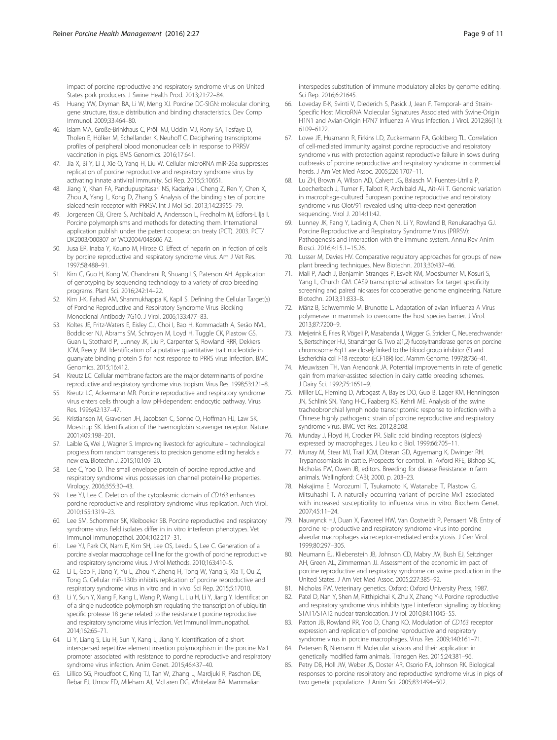impact of porcine reproductive and respiratory syndrome virus on United States pork producers. J Swine Health Prod. 2013;21:72–84.

45. Huang YW, Dryman BA, Li W, Meng XJ. Porcine DC-SIGN: molecular cloning, gene structure, tissue distribution and binding characteristics. Dev Comp Immunol. 2009;33:464–80.
46. Islam MA, Große-Brinkhaus C, Pröll MJ, Uddin MJ, Rony SA, Tesfaye D, Tholen E, Hölker M, Schellander K, Neuhoff C. Deciphering transcriptome profiles of peripheral blood mononuclear cells in response to PRRSV vaccination in pigs. BMS Genomics. 2016;17:641.
47. Jia X, Bi Y, Li J, Xie Q, Yang H, Liu W. Cellular microRNA miR-26a suppresses replication of porcine reproductive and respiratory syndrome virus by activating innate antiviral immunity. Sci Rep. 2015;5:10651.
48. Jiang Y, Khan FA, Pandupuspitasari NS, Kadariya I, Cheng Z, Ren Y, Chen X, Zhou A, Yang L, Kong D, Zhang S. Analysis of the binding sites of porcine sialoadhesin receptor with PRRSV. Int J Mol Sci. 2013;14:23955–79.
49. Jorgensen CB, Cirera S, Archibald A, Andersson L, Fredholm M, Edfors-Lilja I. Porcine polymorphisms and methods for detecting them. International application publish under the patent cooperation treaty (PCT). 2003. PCT/DK2003/000807 or WO2004/048606 A2.
50. Jusa ER, Inaba Y, Kouno M, Hirose O. Effect of heparin on in fection of cells by porcine reproductive and respiratory syndrome virus. Am J Vet Res. 1997;58:488–91.
51. Kim C, Guo H, Kong W, Chandnani R, Shuang LS, Paterson AH. Application of genotyping by sequencing technology to a variety of crop breeding programs. Plant Sci. 2016;242:14–22.
52. Kim J-K, Fahad AM, Shanmukhappa K, Kapil S. Defining the Cellular Target(s) of Porcine Reproductive and Respiratory Syndrome Virus Blocking Monoclonal Antibody 7G10. J Virol. 2006;133:477–83.
53. Koltes JE, Fritz-Waters E, Eisley CJ, Choi I, Bao H, Kommadath A, Serão NVL, Boddicker NJ, Abrams SM, Schroyen M, Loyd H, Tuggle CK, Plastow GS, Guan L, Stothard P, Lunney JK, Liu P, Carpenter S, Rowland RRR, Dekkers JCM, Reecy JM. Identification of a putative quantitative trait nucleotide in guanylate binding protein 5 for host response to PRRS virus infection. BMC Genomics. 2015;16:412.
54. Kreutz LC. Cellular membrane factors are the major determinants of porcine reproductive and respiratory syndrome virus tropism. Virus Res. 1998;53:121–8.
55. Kreutz LC, Ackermann MR. Porcine reproductive and respiratory syndrome virus enters cells through a low pH-dependent endocytic pathway. Virus Res. 1996;42:137–47.
56. Kristiansen M, Graversen JH, Jacobsen C, Sonne O, Hoffman HJ, Law SK, Moestrup SK. Identification of the haemoglobin scavenger receptor. Nature. 2001;409:198–201.
57. Laible G, Wei J, Wagner S. Improving livestock for agriculture – technological progress from random transgenesis to precision genome editing heralds a new era. Biotechn J. 2015;10:109–20.
58. Lee C, Yoo D. The small envelope protein of porcine reproductive and respiratory syndrome virus possesses ion channel protein-like properties. Virology. 2006;355:30–43.
59. Lee YJ, Lee C. Deletion of the cytoplasmic domain of *CD163* enhances porcine reproductive and respiratory syndrome virus replication. Arch Virol. 2010;155:1319–23.
60. Lee SM, Schommer SK, Kleiboeker SB. Porcine reproductive and respiratory syndrome virus field isolates differ in in vitro interferon phenotypes. Vet Immunol Immunopathol. 2004;102:217–31.
61. Lee YJ, Park CK, Nam E, Kim SH, Lee OS, Leedu S, Lee C. Generation of a porcine alveolar macrophage cell line for the growth of porcine reproductive and respiratory syndrome virus. J Virol Methods. 2010;163:410–5.
62. Li L, Gao F, Jiang Y, Yu L, Zhou Y, Zheng H, Tong W, Yang S, Xia T, Qu Z, Tong G. Cellular miR-130b inhibits replication of porcine reproductive and respiratory syndrome virus in vitro and in vivo. Sci Rep. 2015;5:17010.
63. Li Y, Sun Y, Xiang F, Kang L, Wang P, Wang L, Liu H, Li Y, Jiang Y. Identification of a single nucleotide polymorphism regulating the transcription of ubiquitin specific protease 18 gene related to the resistance t porcine reproductive and respiratory syndrome virus infection. Vet Immunol Immunopathol. 2014;162:65–71.
64. Li Y, Liang S, Liu H, Sun Y, Kang L, Jiang Y. Identification of a short interspersed repetitive element insertion polymorphism in the porcine Mx1 promoter associated with resistance to porcine reproductive and respiratory syndrome virus infection. Anim Genet. 2015;46:437–40.
65. Lillico SG, Proudfoot C, King TJ, Tan W, Zhang L, Mardjuki R, Paschon DE, Rebar EJ, Urnov FD, Mileham AJ, McLaren DG, Whitelaw BA. Mammalian interspecies substitution of immune modulatory alleles by genome editing. Sci Rep. 2016;6:21645.
66. Loveday E-K, Svinti V, Diederich S, Pasick J, Jean F. Temporal- and Strain-Specific Host MicroRNA Molecular Signatures Associated with Swine-Origin H1N1 and Avian-Origin H7N7 Influenza A Virus Infection. J Virol. 2012;86(11):6109–6122.
67. Lowe JE, Husmann R, Firkins LD, Zuckermann FA, Goldberg TL. Correlation of cell-mediated immunity against porcine reproductive and respiratory syndrome virus with protection against reproductive failure in sows during outbreaks of porcine reproductive and respiratory syndrome in commercial herds. J Am Vet Med Assoc. 2005;226:1707–11.
68. Lu ZH, Brown A, Wilson AD, Calvert JG, Balasch M, Fuentes-Utrilla P, Loecherbach J, Turner F, Talbot R, Archibald AL, Ait-Ali T. Genomic variation in macrophage-cultured European porcine reproductive and respiratory syndrome virus Olot/91 revealed using ultra-deep next generation sequencing. Virol J. 2014;11:42.
69. Lunney JK, Fang Y, Ladinig A, Chen N, Li Y, Rowland B, Renukaradhya GJ. Porcine Reproductive and Respiratory Syndrome Virus (PRRSV): Pathogenesis and interaction with the immune system. Annu Rev Anim Biosci. 2016;4:15.1–15.26.
70. Lusser M, Davies HV. Comparative regulatory approaches for groups of new plant breeding techniques. New Biotechn. 2013;30:437–46.
71. Mali P, Aach J, Benjamin Stranges P, Esvelt KM, Moosburner M, Kosuri S, Yang L, Church GM. CAS9 transcriptional activators for target specificity screening and paired nickases for cooperative genome engineering. Nature Biotechn. 2013;31:833–8.
72. Mänz B, Schwemmle M, Brunotte L. Adaptation of avian Influenza A Virus polymerase in mammals to overcome the host species barrier. J Virol. 2013;87:7200–9.
73. Meijerink E, Fries R, Vögeli P, Masabanda J, Wigger G, Stricker C, Neuenschwander S, Bertschinger HU, Stranzinger G. Two a(1,2) fucosyltransferase genes on porcine chromosome 6q11 are closely linked to the blood group inhibitor (S) and Escherichia coli F18 receptor (ECF18R) loci. Mamm Genome. 1997;8:736–41.
74. Meuwissen TH, Van Arendonk JA. Potential improvements in rate of genetic gain from marker-assisted selection in dairy cattle breeding schemes. J Dairy Sci. 1992;75:1651–9.
75. Miller LC, Fleming D, Arbogast A, Bayles DO, Guo B, Lager KM, Henningson JN, Schlink SN, Yang H-C, Faaberg KS, Kehrli ME. Analysis of the swine tracheobronchial lymph node transcriptomic response to infection with a Chinese highly pathogenic strain of porcine reproductive and respiratory syndrome virus. BMC Vet Res. 2012;8:208.
76. Munday J, Floyd H, Crocker PR. Sialic acid binding receptors (siglecs) expressed by macrophages. J Leu ko c Biol. 1999;66:705–11.
77. Murray M, Stear MJ, Trail JCM, Diteran GD, Agyemang K, Dwinger RH. Trypanosomiasis in cattle. Prospects for control. In: Axford RFE, Bishop SC, Nicholas FW, Owen JB, editors. Breeding for disease Resistance in farm animals. Wallingford: CABI; 2000. p. 203–23.
78. Nakajima E, Morozumi T, Tsukamoto K, Watanabe T, Plastow G, Mitsuhashi T. A naturally occurring variant of porcine Mx1 associated with increased susceptibility to influenza virus in vitro. Biochem Genet. 2007;45:11–24.
79. Nauwynck HJ, Duan X, Favoreel HW, Van Oostveldt P, Pensaert MB. Entry of porcine re- productive and respiratory syndrome virus into porcine alveolar macrophages via receptor-mediated endocytosis. J Gen Virol. 1999;80:297–305.
80. Neumann EJ, Kliebenstein JB, Johnson CD, Mabry JW, Bush EJ, Seitzinger AH, Green AL, Zimmerman JJ. Assessment of the economic im pact of porcine reproductive and respiratory syndrome on swine production in the United States. J Am Vet Med Assoc. 2005;227:385–92.
81. Nicholas FW. Veterinary genetics. Oxford: Oxford University Press; 1987.
82. Patel D, Nan Y, Shen M, Ritthipichai K, Zhu X, Zhang Y-J. Porcine reproductive and respiratory syndrome virus inhibits type I interferon signalling by blocking STAT1/STAT2 nuclear translocation. J Virol. 2010;84:11045–55.
83. Patton JB, Rowland RR, Yoo D, Chang KO. Modulation of *CD163* receptor expression and replication of porcine reproductive and respiratory syndrome virus in porcine macrophages. Virus Res. 2009;140:161–71.
84. Petersen B, Niemann H. Molecular scissors and their application in genetically modified farm animals. Transgen Res. 2015;24:381–96.
85. Petry DB, Holl JW, Weber JS, Doster AR, Osorio FA, Johnson RK. Biological responses to porcine respiratory and reproductive syndrome virus in pigs of two genetic populations. J Anim Sci. 2005;83:1494–502.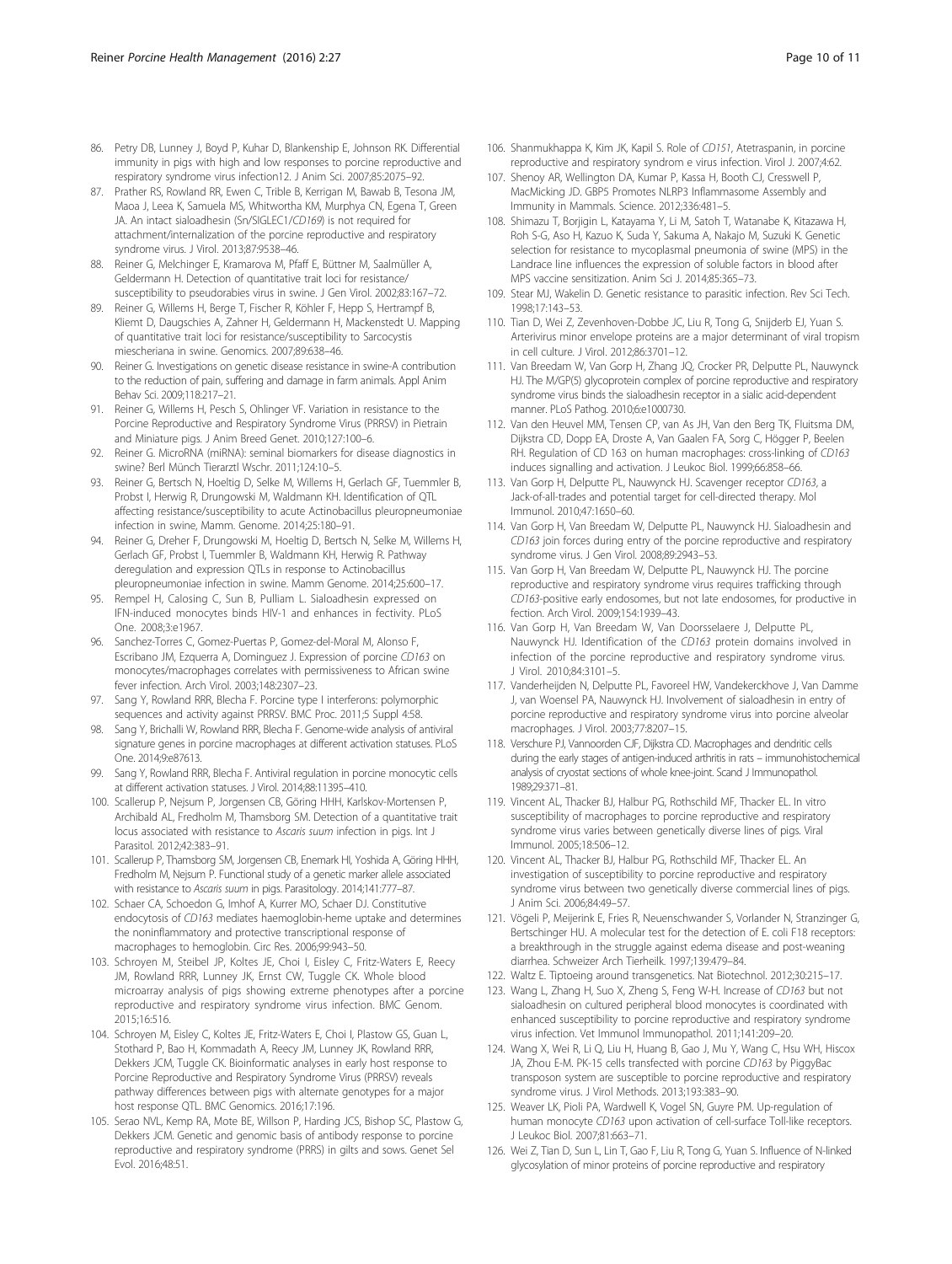86. Petry DB, Lunney J, Boyd P, Kuhar D, Blankenship E, Johnson RK. Differential immunity in pigs with high and low responses to porcine reproductive and respiratory syndrome virus infection12. J Anim Sci. 2007;85:2075–92.
87. Prather RS, Rowland RR, Ewen C, Trible B, Kerrigan M, Bawab B, Tesona JM, Maoa J, Leea K, Samuela MS, Whitwortha KM, Murphya CN, Egena T, Green JA. An intact sialoadhesin (Sn/SIGLEC1/*CD169*) is not required for attachment/internalization of the porcine reproductive and respiratory syndrome virus. J Virol. 2013;87:9538–46.
88. Reiner G, Melchinger E, Kramarova M, Pfaff E, Büttner M, Saalmüller A, Geldermann H. Detection of quantitative trait loci for resistance/ susceptibility to pseudorabies virus in swine. J Gen Virol. 2002;83:167–72.
89. Reiner G, Willems H, Berge T, Fischer R, Köhler F, Hepp S, Hertrampf B, Kliemt D, Daugschies A, Zahner H, Geldermann H, Mackenstedt U. Mapping of quantitative trait loci for resistance/susceptibility to Sarcocystis miescheriana in swine. Genomics. 2007;89:638–46.
90. Reiner G. Investigations on genetic disease resistance in swine-A contribution to the reduction of pain, suffering and damage in farm animals. Appl Anim Behav Sci. 2009;118:217–21.
91. Reiner G, Willems H, Pesch S, Ohlinger VF. Variation in resistance to the Porcine Reproductive and Respiratory Syndrome Virus (PRRSV) in Pietrain and Miniature pigs. J Anim Breed Genet. 2010;127:100–6.
92. Reiner G. MicroRNA (miRNA): seminal biomarkers for disease diagnostics in swine? Berl Münch Tierarztl Wschr. 2011;124:10–5.
93. Reiner G, Bertsch N, Hoeltig D, Selke M, Willems H, Gerlach GF, Tuemmler B, Probst I, Herwig R, Drungowski M, Waldmann KH. Identification of QTL affecting resistance/susceptibility to acute Actinobacillus pleuropneumoniae infection in swine, Mamm. Genome. 2014;25:180–91.
94. Reiner G, Dreher F, Drungowski M, Hoeltig D, Bertsch N, Selke M, Willems H, Gerlach GF, Probst I, Tuemmler B, Waldmann KH, Herwig R. Pathway deregulation and expression QTLs in response to Actinobacillus pleuropneumoniae infection in swine. Mamm Genome. 2014;25:600–17.
95. Rempel H, Calosing C, Sun B, Pulliam L. Sialoadhesin expressed on IFN-induced monocytes binds HIV-1 and enhances in fectivity. PLoS One. 2008;3:e1967.
96. Sanchez-Torres C, Gomez-Puertas P, Gomez-del-Moral M, Alonso F, Escribano JM, Ezquerra A, Dominguez J. Expression of porcine *CD163* on monocytes/macrophages correlates with permissiveness to African swine fever infection. Arch Virol. 2003;148:2307–23.
97. Sang Y, Rowland RRR, Blecha F. Porcine type I interferons: polymorphic sequences and activity against PRRSV. BMC Proc. 2011;5 Suppl 4:58.
98. Sang Y, Brichalli W, Rowland RRR, Blecha F. Genome-wide analysis of antiviral signature genes in porcine macrophages at different activation statuses. PLoS One. 2014;9:e87613.
99. Sang Y, Rowland RRR, Blecha F. Antiviral regulation in porcine monocytic cells at different activation statuses. J Virol. 2014;88:11395–410.
100. Scallerup P, Nejsum P, Jorgensen CB, Göring HHH, Karlskov-Mortensen P, Archibald AL, Fredholm M, Thamsborg SM. Detection of a quantitative trait locus associated with resistance to *Ascaris suum* infection in pigs. Int J Parasitol. 2012;42:383–91.
101. Scallerup P, Thamsborg SM, Jorgensen CB, Enemark HI, Yoshida A, Göring HHH, Fredholm M, Nejsum P. Functional study of a genetic marker allele associated with resistance to *Ascaris suum* in pigs. Parasitology. 2014;141:777–87.
102. Schaer CA, Schoedon G, Imhof A, Kurrer MO, Schaer DJ. Constitutive endocytosis of *CD163* mediates haemoglobin-heme uptake and determines the noninflammatory and protective transcriptional response of macrophages to hemoglobin. Circ Res. 2006;99:943–50.
103. Schroyen M, Steibel JP, Koltes JE, Choi I, Eisley C, Fritz-Waters E, Reecy JM, Rowland RRR, Lunney JK, Ernst CW, Tuggle CK. Whole blood microarray analysis of pigs showing extreme phenotypes after a porcine reproductive and respiratory syndrome virus infection. BMC Genom. 2015;16:516.
104. Schroyen M, Eisley C, Koltes JE, Fritz-Waters E, Choi I, Plastow GS, Guan L, Stothard P, Bao H, Kommadath A, Reecy JM, Lunney JK, Rowland RRR, Dekkers JCM, Tuggle CK. Bioinformatic analyses in early host response to Porcine Reproductive and Respiratory Syndrome Virus (PRRSV) reveals pathway differences between pigs with alternate genotypes for a major host response QTL. BMC Genomics. 2016;17:196.
105. Serao NVL, Kemp RA, Mote BE, Willson P, Harding JCS, Bishop SC, Plastow GS, Dekkers JCM. Genetic and genomic basis of antibody response to porcine reproductive and respiratory syndrome (PRRS) in gilts and sows. Genet Sel Evol. 2016;48:51.
106. Shanmukhappa K, Kim JK, Kapil S. Role of *CD151*, Atetraspanin, in porcine reproductive and respiratory syndrom e virus infection. Virol J. 2007;4:62.
107. Shenoy AR, Wellington DA, Kumar P, Kassa H, Booth CJ, Cresswell P, MacMicking JD. GBP5 Promotes NLRP3 Inflammasome Assembly and Immunity in Mammals. Science. 2012;336:481–5.
108. Shimazu T, Borjigin L, Katayama Y, Li M, Satoh T, Watanabe K, Kitazawa H, Roh S-G, Aso H, Kazuo K, Suda Y, Sakuma A, Nakajo M, Suzuki K. Genetic selection for resistance to mycoplasmal pneumonia of swine (MPS) in the Landrace line influences the expression of soluble factors in blood after MPS vaccine sensitization. Anim Sci J. 2014;85:365–73.
109. Stear MJ, Wakelin D. Genetic resistance to parasitic infection. Rev Sci Tech. 1998;17:143–53.
110. Tian D, Wei Z, Zevenhoven-Dobbe JC, Liu R, Tong G, Snijderb EJ, Yuan S. Arterivirus minor envelope proteins are a major determinant of viral tropism in cell culture. J Virol. 2012;86:3701–12.
111. Van Breedam W, Van Gorp H, Zhang JQ, Crocker PR, Delputte PL, Nauwynck HJ. The M/GP(5) glycoprotein complex of porcine reproductive and respiratory syndrome virus binds the sialoadhesin receptor in a sialic acid-dependent manner. PLoS Pathog. 2010;6:e1000730.
112. Van den Heuvel MM, Tensen CP, van As JH, Van den Berg TK, Fluitsma DM, Dijkstra CD, Dopp EA, Droste A, Van Gaalen FA, Sorg C, Högger P, Beelen RH. Regulation of CD 163 on human macrophages: cross-linking of *CD163* induces signalling and activation. J Leukoc Biol. 1999;66:858–66.
113. Van Gorp H, Delputte PL, Nauwynck HJ. Scavenger receptor *CD163*, a Jack-of-all-trades and potential target for cell-directed therapy. Mol Immunol. 2010;47:1650–60.
114. Van Gorp H, Van Breedam W, Delputte PL, Nauwynck HJ. Sialoadhesin and *CD163* join forces during entry of the porcine reproductive and respiratory syndrome virus. J Gen Virol. 2008;89:2943–53.
115. Van Gorp H, Van Breedam W, Delputte PL, Nauwynck HJ. The porcine reproductive and respiratory syndrome virus requires trafficking through *CD163*-positive early endosomes, but not late endosomes, for productive in fection. Arch Virol. 2009;154:1939–43.
116. Van Gorp H, Van Breedam W, Van Doorsselaere J, Delputte PL, Nauwynck HJ. Identification of the *CD163* protein domains involved in infection of the porcine reproductive and respiratory syndrome virus. J Virol. 2010;84:3101–5.
117. Vanderheijden N, Delputte PL, Favoreel HW, Vandekerckhove J, Van Damme J, van Woensel PA, Nauwynck HJ. Involvement of sialoadhesin in entry of porcine reproductive and respiratory syndrome virus into porcine alveolar macrophages. J Virol. 2003;77:8207–15.
118. Verschure PJ, Vannoorden CJF, Dijkstra CD. Macrophages and dendritic cells during the early stages of antigen-induced arthritis in rats – immunohistochemical analysis of cryostat sections of whole knee-joint. Scand J Immunopathol. 1989;29:371–81.
119. Vincent AL, Thacker BJ, Halbur PG, Rothschild MF, Thacker EL. In vitro susceptibility of macrophages to porcine reproductive and respiratory syndrome virus varies between genetically diverse lines of pigs. Viral Immunol. 2005;18:506–12.
120. Vincent AL, Thacker BJ, Halbur PG, Rothschild MF, Thacker EL. An investigation of susceptibility to porcine reproductive and respiratory syndrome virus between two genetically diverse commercial lines of pigs. J Anim Sci. 2006;84:49–57.
121. Vögeli P, Meijerink E, Fries R, Neuenschwander S, Vorlander N, Stranzinger G, Bertschinger HU. A molecular test for the detection of E. coli F18 receptors: a breakthrough in the struggle against edema disease and post-weaning diarrhea. Schweizer Arch Tierheilk. 1997;139:479–84.
122. Waltz E. Tiptoeing around transgenetics. Nat Biotechnol. 2012;30:215–17.
123. Wang L, Zhang H, Suo X, Zheng S, Feng W-H. Increase of *CD163* but not sialoadhesin on cultured peripheral blood monocytes is coordinated with enhanced susceptibility to porcine reproductive and respiratory syndrome virus infection. Vet Immunol Immunopathol. 2011;141:209–20.
124. Wang X, Wei R, Li Q, Liu H, Huang B, Gao J, Mu Y, Wang C, Hsu WH, Hiscox JA, Zhou E-M. PK-15 cells transfected with porcine *CD163* by PiggyBac transposon system are susceptible to porcine reproductive and respiratory syndrome virus. J Virol Methods. 2013;193:383–90.
125. Weaver LK, Pioli PA, Wardwell K, Vogel SN, Guyre PM. Up-regulation of human monocyte *CD163* upon activation of cell-surface Toll-like receptors. J Leukoc Biol. 2007;81:663–71.
126. Wei Z, Tian D, Sun L, Lin T, Gao F, Liu R, Tong G, Yuan S. Influence of N-linked glycosylation of minor proteins of porcine reproductive and respiratory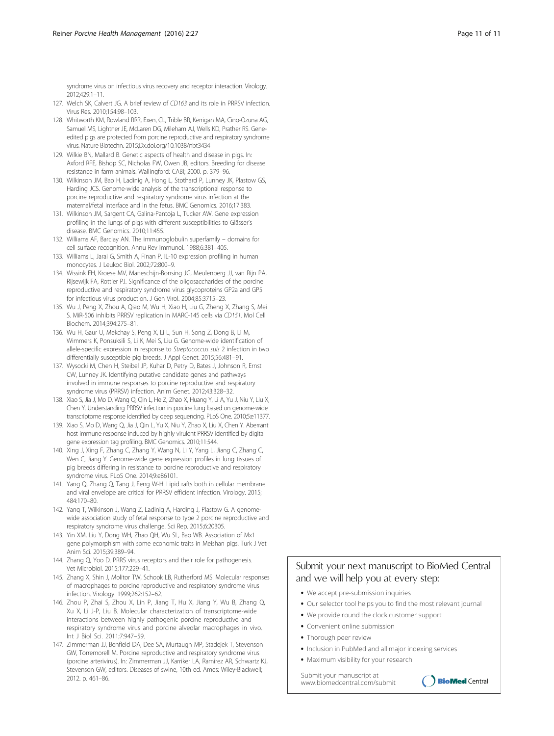syndrome virus on infectious virus recovery and receptor interaction. Virology. 2012;429:1–11.

127. Welch SK, Calvert JG. A brief review of *CD163* and its role in PRRSV infection. Virus Res. 2010;154:98–103.
128. Whitworth KM, Rowland RRR, Exen, CL, Trible BR, Kerrigan MA, Cino-Ozuna AG, Samuel MS, Lightner JE, McLaren DG, Mileham AJ, Wells KD, Prather RS. Gene-edited pigs are protected from porcine reproductive and respiratory syndrome virus. Nature Biotechn. 2015;Dx.doi.org/10.1038/nbt3434
129. Wilkie BN, Mallard B. Genetic aspects of health and disease in pigs. In: Axford RFE, Bishop SC, Nicholas FW, Owen JB, editors. Breeding for disease resistance in farm animals. Wallingford: CABI; 2000. p. 379–96.
130. Wilkinson JM, Bao H, Ladinig A, Hong L, Stothard P, Lunney JK, Plastow GS, Harding JCS. Genome-wide analysis of the transcriptional response to porcine reproductive and respiratory syndrome virus infection at the maternal/fetal interface and in the fetus. BMC Genomics. 2016;17:383.
131. Wilkinson JM, Sargent CA, Galina-Pantoja L, Tucker AW. Gene expression profiling in the lungs of pigs with different susceptibilities to Glässer's disease. BMC Genomics. 2010;11:455.
132. Williams AF, Barclay AN. The immunoglobulin superfamily – domains for cell surface recognition. Annu Rev Immunol. 1988;6:381–405.
133. Williams L, Jarai G, Smith A, Finan P. IL-10 expression profiling in human monocytes. J Leukoc Biol. 2002;72:800–9.
134. Wissink EH, Kroese MV, Maneschijn-Bonsing JG, Meulenberg JJ, van Rijn PA, Rijsewijk FA, Rottier PJ. Significance of the oligosaccharides of the porcine reproductive and respiratory syndrome virus glycoproteins GP2a and GP5 for infectious virus production. J Gen Virol. 2004;85:3715–23.
135. Wu J, Peng X, Zhou A, Qiao M, Wu H, Xiao H, Liu G, Zheng X, Zhang S, Mei S. MiR-506 inhibits PRRSV replication in MARC-145 cells via *CD151*. Mol Cell Biochem. 2014;394:275–81.
136. Wu H, Gaur U, Mekchay S, Peng X, Li L, Sun H, Song Z, Dong B, Li M, Wimmers K, Ponsuksili S, Li K, Mei S, Liu G. Genome-wide identification of allele-specific expression in response to *Streptococcus suis* 2 infection in two differentially susceptible pig breeds. J Appl Genet. 2015;56:481–91.
137. Wysocki M, Chen H, Steibel JP, Kuhar D, Petry D, Bates J, Johnson R, Ernst CW, Lunney JK. Identifying putative candidate genes and pathways involved in immune responses to porcine reproductive and respiratory syndrome virus (PRRSV) infection. Anim Genet. 2012;43:328–32.
138. Xiao S, Jia J, Mo D, Wang Q, Qin L, He Z, Zhao X, Huang Y, Li A, Yu J, Niu Y, Liu X, Chen Y. Understanding PRRSV infection in porcine lung based on genome-wide transcriptome response identified by deep sequencing. PLoS One. 2010;5:e11377.
139. Xiao S, Mo D, Wang Q, Jia J, Qin L, Yu X, Niu Y, Zhao X, Liu X, Chen Y. Aberrant host immune response induced by highly virulent PRRSV identified by digital gene expression tag profiling. BMC Genomics. 2010;11:544.
140. Xing J, Xing F, Zhang C, Zhang Y, Wang N, Li Y, Yang L, Jiang C, Zhang C, Wen C, Jiang Y. Genome-wide gene expression profiles in lung tissues of pig breeds differing in resistance to porcine reproductive and respiratory syndrome virus. PLoS One. 2014;9:e86101.
141. Yang Q, Zhang Q, Tang J, Feng W-H. Lipid rafts both in cellular membrane and viral envelope are critical for PRRSV efficient infection. Virology. 2015; 484:170–80.
142. Yang T, Wilkinson J, Wang Z, Ladinig A, Harding J, Plastow G. A genome-wide association study of fetal response to type 2 porcine reproductive and respiratory syndrome virus challenge. Sci Rep. 2015;6:20305.
143. Yin XM, Liu Y, Dong WH, Zhao QH, Wu SL, Bao WB. Association of Mx1 gene polymorphism with some economic traits in Meishan pigs. Turk J Vet Anim Sci. 2015;39:389–94.
144. Zhang Q, Yoo D. PRRS virus receptors and their role for pathogenesis. Vet Microbiol. 2015;177:229–41.
145. Zhang X, Shin J, Molitor TW, Schook LB, Rutherford MS. Molecular responses of macrophages to porcine reproductive and respiratory syndrome virus infection. Virology. 1999;262:152–62.
146. Zhou P, Zhai S, Zhou X, Lin P, Jiang T, Hu X, Jiang Y, Wu B, Zhang Q, Xu X, Li J-P, Liu B. Molecular characterization of transcriptome-wide interactions between highly pathogenic porcine reproductive and respiratory syndrome virus and porcine alveolar macrophages in vivo. Int J Biol Sci. 2011;7:947–59.
147. Zimmerman JJ, Benfield DA, Dee SA, Murtaugh MP, Stadejek T, Stevenson GW, Torremorell M. Porcine reproductive and respiratory syndrome virus (porcine arterivirus). In: Zimmerman JJ, Karriker LA, Ramirez AR, Schwartz KJ, Stevenson GW, editors. Diseases of swine, 10th ed. Ames: Wiley-Blackwell; 2012. p. 461–86.

Submit your next manuscript to BioMed Central and we will help you at every step:

- We accept pre-submission inquiries
- Our selector tool helps you to find the most relevant journal
- We provide round the clock customer support
- Convenient online submission
- Thorough peer review
- Inclusion in PubMed and all major indexing services
- Maximum visibility for your research

Submit your manuscript at www.biomedcentral.com/submit

BioMed Central